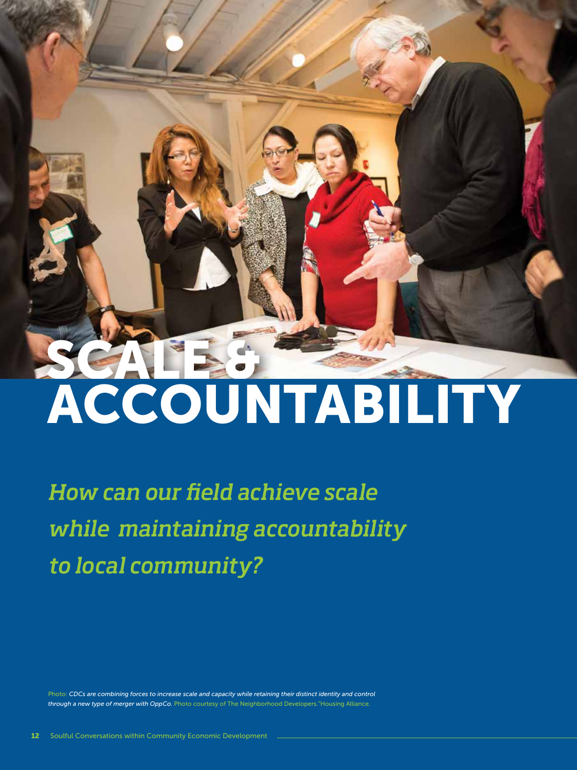# SCALE & ACCOUNTABILITY

*How can our field achieve scale while maintaining accountability to local community?*

Photo: *CDCs are combining forces to increase scale and capacity while retaining their distinct identity and control through a new type of merger with OppCo.* Photo courtesy of The Neighborhood Developers."Housing Alliance.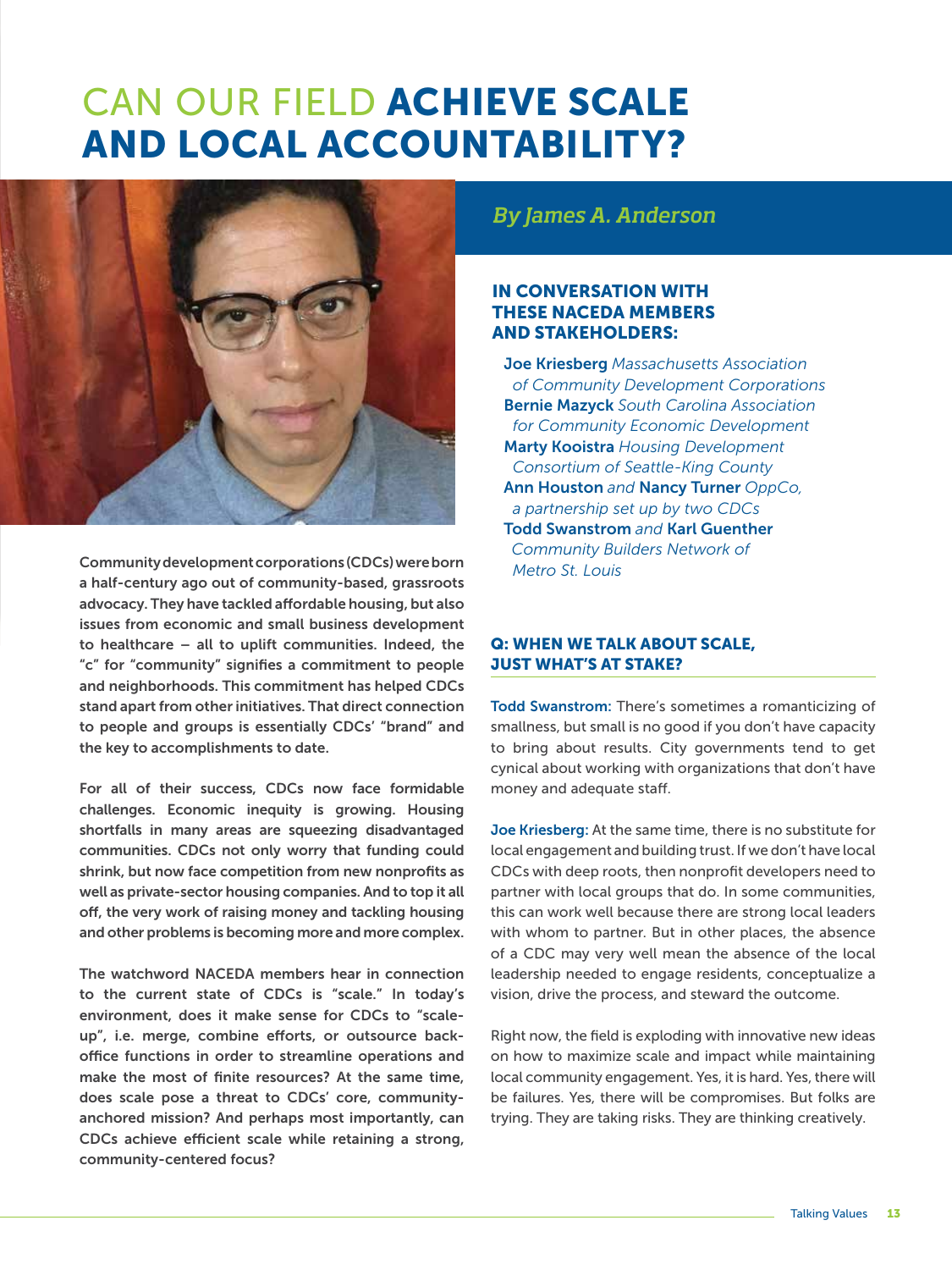# CAN OUR FIELD ACHIEVE SCALE AND LOCAL ACCOUNTABILITY?

*By James A. Anderson*

**Community development corporations (CDCs) were born a half-century ago out of community-based, grassroots advocacy. They have tackled affordable housing, but also issues from economic and small business development to healthcare – all to uplift communities. Indeed, the "c" for "community" signifies a commitment to people and neighborhoods. This commitment has helped CDCs stand apart from other initiatives. That direct connection to people and groups is essentially CDCs' "brand" and the key to accomplishments to date.**

**For all of their success, CDCs now face formidable challenges. Economic inequity is growing. Housing shortfalls in many areas are squeezing disadvantaged communities. CDCs not only worry that funding could shrink, but now face competition from new nonprofits as well as private-sector housing companies. And to top it all off, the very work of raising money and tackling housing and other problems is becoming more and more complex.**

**The watchword NACEDA members hear in connection to the current state of CDCs is "scale." In today's environment, does it make sense for CDCs to "scale-up", i.e. merge, combine efforts, or outsource back-office functions in order to streamline operations and make the most of finite resources? At the same time, does scale pose a threat to CDCs' core, community-anchored mission? And perhaps most importantly, can CDCs achieve efficient scale while retaining a strong, community-centered focus?**

### IN CONVERSATION WITH THESE NACEDA MEMBERS AND STAKEHOLDERS:

**Joe Kriesberg** *Massachusetts Association of Community Development Corporations*
**Bernie Mazyck** *South Carolina Association for Community Economic Development*
**Marty Kooistra** *Housing Development Consortium of Seattle-King County*
**Ann Houston** *and* **Nancy Turner** *OppCo, a partnership set up by two CDCs*
**Todd Swanstrom** *and* **Karl Guenther** *Community Builders Network of Metro St. Louis*

### Q: WHEN WE TALK ABOUT SCALE, JUST WHAT'S AT STAKE?

**Todd Swanstrom:** There's sometimes a romanticizing of smallness, but small is no good if you don't have capacity to bring about results. City governments tend to get cynical about working with organizations that don't have money and adequate staff.

**Joe Kriesberg:** At the same time, there is no substitute for local engagement and building trust. If we don't have local CDCs with deep roots, then nonprofit developers need to partner with local groups that do. In some communities, this can work well because there are strong local leaders with whom to partner. But in other places, the absence of a CDC may very well mean the absence of the local leadership needed to engage residents, conceptualize a vision, drive the process, and steward the outcome.

Right now, the field is exploding with innovative new ideas on how to maximize scale and impact while maintaining local community engagement. Yes, it is hard. Yes, there will be failures. Yes, there will be compromises. But folks are trying. They are taking risks. They are thinking creatively.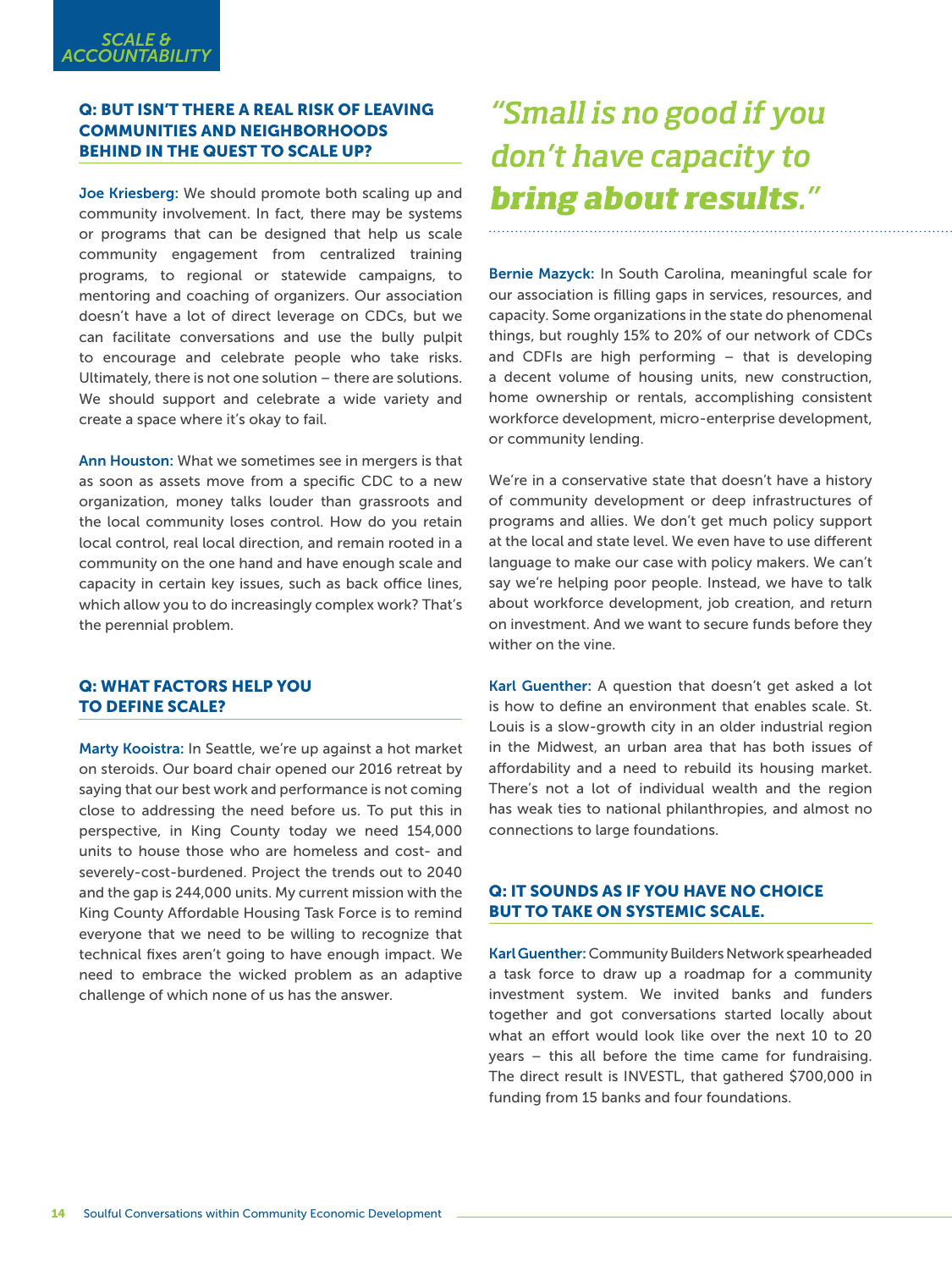## Q: BUT ISN'T THERE A REAL RISK OF LEAVING COMMUNITIES AND NEIGHBORHOODS BEHIND IN THE QUEST TO SCALE UP?

**Joe Kriesberg:** We should promote both scaling up and community involvement. In fact, there may be systems or programs that can be designed that help us scale community engagement from centralized training programs, to regional or statewide campaigns, to mentoring and coaching of organizers. Our association doesn't have a lot of direct leverage on CDCs, but we can facilitate conversations and use the bully pulpit to encourage and celebrate people who take risks. Ultimately, there is not one solution – there are solutions. We should support and celebrate a wide variety and create a space where it's okay to fail.

**Ann Houston:** What we sometimes see in mergers is that as soon as assets move from a specific CDC to a new organization, money talks louder than grassroots and the local community loses control. How do you retain local control, real local direction, and remain rooted in a community on the one hand and have enough scale and capacity in certain key issues, such as back office lines, which allow you to do increasingly complex work? That's the perennial problem.

## Q: WHAT FACTORS HELP YOU TO DEFINE SCALE?

**Marty Kooistra:** In Seattle, we're up against a hot market on steroids. Our board chair opened our 2016 retreat by saying that our best work and performance is not coming close to addressing the need before us. To put this in perspective, in King County today we need 154,000 units to house those who are homeless and cost- and severely-cost-burdened. Project the trends out to 2040 and the gap is 244,000 units. My current mission with the King County Affordable Housing Task Force is to remind everyone that we need to be willing to recognize that technical fixes aren't going to have enough impact. We need to embrace the wicked problem as an adaptive challenge of which none of us has the answer.

*"Small is no good if you don't have capacity to* ***bring about results****."*

**Bernie Mazyck:** In South Carolina, meaningful scale for our association is filling gaps in services, resources, and capacity. Some organizations in the state do phenomenal things, but roughly 15% to 20% of our network of CDCs and CDFIs are high performing – that is developing a decent volume of housing units, new construction, home ownership or rentals, accomplishing consistent workforce development, micro-enterprise development, or community lending.

We're in a conservative state that doesn't have a history of community development or deep infrastructures of programs and allies. We don't get much policy support at the local and state level. We even have to use different language to make our case with policy makers. We can't say we're helping poor people. Instead, we have to talk about workforce development, job creation, and return on investment. And we want to secure funds before they wither on the vine.

**Karl Guenther:** A question that doesn't get asked a lot is how to define an environment that enables scale. St. Louis is a slow-growth city in an older industrial region in the Midwest, an urban area that has both issues of affordability and a need to rebuild its housing market. There's not a lot of individual wealth and the region has weak ties to national philanthropies, and almost no connections to large foundations.

## Q: IT SOUNDS AS IF YOU HAVE NO CHOICE BUT TO TAKE ON SYSTEMIC SCALE.

**Karl Guenther:** Community Builders Network spearheaded a task force to draw up a roadmap for a community investment system. We invited banks and funders together and got conversations started locally about what an effort would look like over the next 10 to 20 years – this all before the time came for fundraising. The direct result is INVESTL, that gathered $700,000 in funding from 15 banks and four foundations.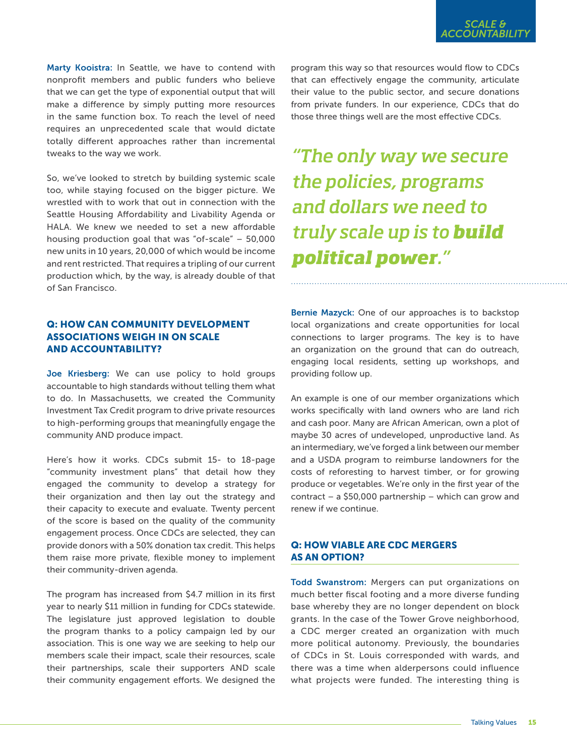**Marty Kooistra:** In Seattle, we have to contend with nonprofit members and public funders who believe that we can get the type of exponential output that will make a difference by simply putting more resources in the same function box. To reach the level of need requires an unprecedented scale that would dictate totally different approaches rather than incremental tweaks to the way we work.

So, we've looked to stretch by building systemic scale too, while staying focused on the bigger picture. We wrestled with to work that out in connection with the Seattle Housing Affordability and Livability Agenda or HALA. We knew we needed to set a new affordable housing production goal that was "of-scale" – 50,000 new units in 10 years, 20,000 of which would be income and rent restricted. That requires a tripling of our current production which, by the way, is already double of that of San Francisco.

### Q: HOW CAN COMMUNITY DEVELOPMENT ASSOCIATIONS WEIGH IN ON SCALE AND ACCOUNTABILITY?

**Joe Kriesberg:** We can use policy to hold groups accountable to high standards without telling them what to do. In Massachusetts, we created the Community Investment Tax Credit program to drive private resources to high-performing groups that meaningfully engage the community AND produce impact.

Here's how it works. CDCs submit 15- to 18-page "community investment plans" that detail how they engaged the community to develop a strategy for their organization and then lay out the strategy and their capacity to execute and evaluate. Twenty percent of the score is based on the quality of the community engagement process. Once CDCs are selected, they can provide donors with a 50% donation tax credit. This helps them raise more private, flexible money to implement their community-driven agenda.

The program has increased from $4.7 million in its first year to nearly $11 million in funding for CDCs statewide. The legislature just approved legislation to double the program thanks to a policy campaign led by our association. This is one way we are seeking to help our members scale their impact, scale their resources, scale their partnerships, scale their supporters AND scale their community engagement efforts. We designed the program this way so that resources would flow to CDCs that can effectively engage the community, articulate their value to the public sector, and secure donations from private funders. In our experience, CDCs that do those three things well are the most effective CDCs.

> *"The only way we secure the policies, programs and dollars we need to truly scale up is to **build political power**."*

**Bernie Mazyck:** One of our approaches is to backstop local organizations and create opportunities for local connections to larger programs. The key is to have an organization on the ground that can do outreach, engaging local residents, setting up workshops, and providing follow up.

An example is one of our member organizations which works specifically with land owners who are land rich and cash poor. Many are African American, own a plot of maybe 30 acres of undeveloped, unproductive land. As an intermediary, we've forged a link between our member and a USDA program to reimburse landowners for the costs of reforesting to harvest timber, or for growing produce or vegetables. We're only in the first year of the contract – a $50,000 partnership – which can grow and renew if we continue.

### Q: HOW VIABLE ARE CDC MERGERS AS AN OPTION?

**Todd Swanstrom:** Mergers can put organizations on much better fiscal footing and a more diverse funding base whereby they are no longer dependent on block grants. In the case of the Tower Grove neighborhood, a CDC merger created an organization with much more political autonomy. Previously, the boundaries of CDCs in St. Louis corresponded with wards, and there was a time when alderpersons could influence what projects were funded. The interesting thing is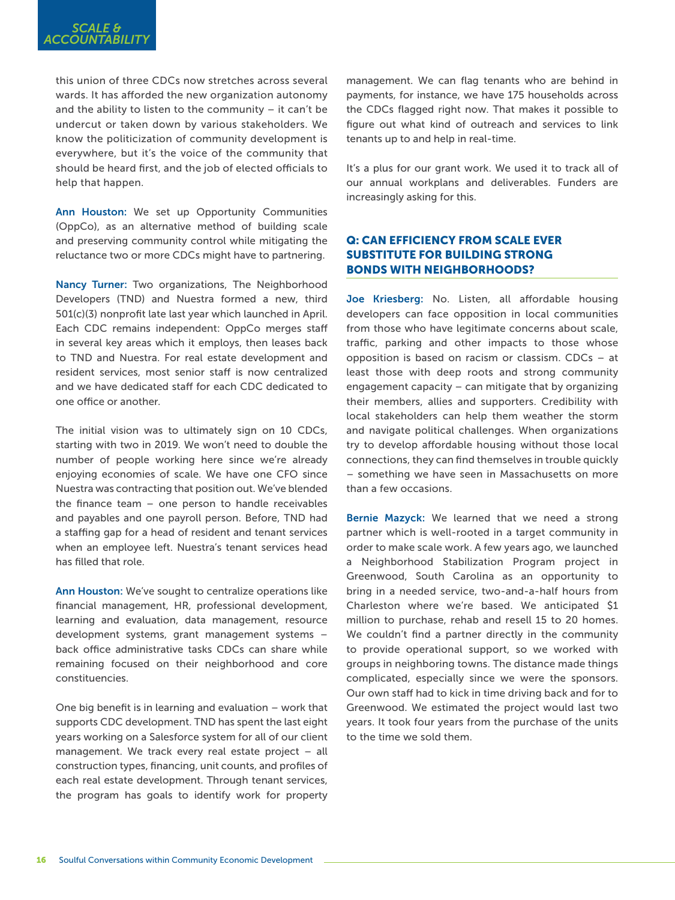this union of three CDCs now stretches across several wards. It has afforded the new organization autonomy and the ability to listen to the community – it can't be undercut or taken down by various stakeholders. We know the politicization of community development is everywhere, but it's the voice of the community that should be heard first, and the job of elected officials to help that happen.

**Ann Houston:** We set up Opportunity Communities (OppCo), as an alternative method of building scale and preserving community control while mitigating the reluctance two or more CDCs might have to partnering.

**Nancy Turner:** Two organizations, The Neighborhood Developers (TND) and Nuestra formed a new, third 501(c)(3) nonprofit late last year which launched in April. Each CDC remains independent: OppCo merges staff in several key areas which it employs, then leases back to TND and Nuestra. For real estate development and resident services, most senior staff is now centralized and we have dedicated staff for each CDC dedicated to one office or another.

The initial vision was to ultimately sign on 10 CDCs, starting with two in 2019. We won't need to double the number of people working here since we're already enjoying economies of scale. We have one CFO since Nuestra was contracting that position out. We've blended the finance team – one person to handle receivables and payables and one payroll person. Before, TND had a staffing gap for a head of resident and tenant services when an employee left. Nuestra's tenant services head has filled that role.

**Ann Houston:** We've sought to centralize operations like financial management, HR, professional development, learning and evaluation, data management, resource development systems, grant management systems – back office administrative tasks CDCs can share while remaining focused on their neighborhood and core constituencies.

One big benefit is in learning and evaluation – work that supports CDC development. TND has spent the last eight years working on a Salesforce system for all of our client management. We track every real estate project – all construction types, financing, unit counts, and profiles of each real estate development. Through tenant services, the program has goals to identify work for property management. We can flag tenants who are behind in payments, for instance, we have 175 households across the CDCs flagged right now. That makes it possible to figure out what kind of outreach and services to link tenants up to and help in real-time.

It's a plus for our grant work. We used it to track all of our annual workplans and deliverables. Funders are increasingly asking for this.

## Q: CAN EFFICIENCY FROM SCALE EVER SUBSTITUTE FOR BUILDING STRONG BONDS WITH NEIGHBORHOODS?

**Joe Kriesberg:** No. Listen, all affordable housing developers can face opposition in local communities from those who have legitimate concerns about scale, traffic, parking and other impacts to those whose opposition is based on racism or classism. CDCs – at least those with deep roots and strong community engagement capacity – can mitigate that by organizing their members, allies and supporters. Credibility with local stakeholders can help them weather the storm and navigate political challenges. When organizations try to develop affordable housing without those local connections, they can find themselves in trouble quickly – something we have seen in Massachusetts on more than a few occasions.

**Bernie Mazyck:** We learned that we need a strong partner which is well-rooted in a target community in order to make scale work. A few years ago, we launched a Neighborhood Stabilization Program project in Greenwood, South Carolina as an opportunity to bring in a needed service, two-and-a-half hours from Charleston where we're based. We anticipated $1 million to purchase, rehab and resell 15 to 20 homes. We couldn't find a partner directly in the community to provide operational support, so we worked with groups in neighboring towns. The distance made things complicated, especially since we were the sponsors. Our own staff had to kick in time driving back and for to Greenwood. We estimated the project would last two years. It took four years from the purchase of the units to the time we sold them.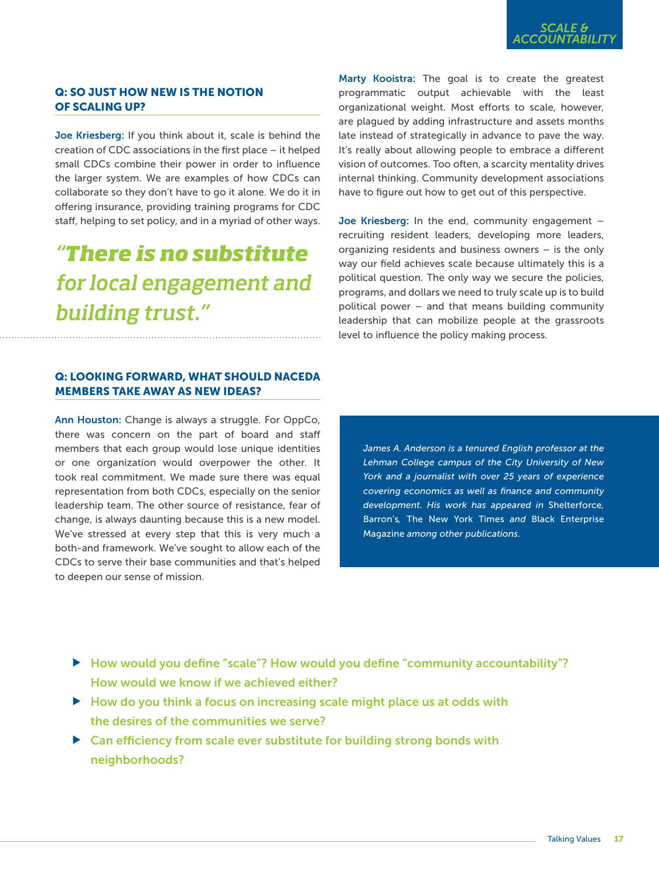## Q: SO JUST HOW NEW IS THE NOTION OF SCALING UP?

**Joe Kriesberg:** If you think about it, scale is behind the creation of CDC associations in the first place – it helped small CDCs combine their power in order to influence the larger system. We are examples of how CDCs can collaborate so they don't have to go it alone. We do it in offering insurance, providing training programs for CDC staff, helping to set policy, and in a myriad of other ways.

> *"There is no substitute for local engagement and building trust."*

**Marty Kooistra:** The goal is to create the greatest programmatic output achievable with the least organizational weight. Most efforts to scale, however, are plagued by adding infrastructure and assets months late instead of strategically in advance to pave the way. It's really about allowing people to embrace a different vision of outcomes. Too often, a scarcity mentality drives internal thinking. Community development associations have to figure out how to get out of this perspective.

**Joe Kriesberg:** In the end, community engagement – recruiting resident leaders, developing more leaders, organizing residents and business owners – is the only way our field achieves scale because ultimately this is a political question. The only way we secure the policies, programs, and dollars we need to truly scale up is to build political power – and that means building community leadership that can mobilize people at the grassroots level to influence the policy making process.

## Q: LOOKING FORWARD, WHAT SHOULD NACEDA MEMBERS TAKE AWAY AS NEW IDEAS?

**Ann Houston:** Change is always a struggle. For OppCo, there was concern on the part of board and staff members that each group would lose unique identities or one organization would overpower the other. It took real commitment. We made sure there was equal representation from both CDCs, especially on the senior leadership team. The other source of resistance, fear of change, is always daunting because this is a new model. We've stressed at every step that this is very much a both-and framework. We've sought to allow each of the CDCs to serve their base communities and that's helped to deepen our sense of mission.

*James A. Anderson is a tenured English professor at the Lehman College campus of the City University of New York and a journalist with over 25 years of experience covering economics as well as finance and community development. His work has appeared in* Shelterforce, Barron's, The New York Times *and* Black Enterprise Magazine *among other publications.*

- **How would you define "scale"? How would you define "community accountability"? How would we know if we achieved either?**
- **How do you think a focus on increasing scale might place us at odds with the desires of the communities we serve?**
- **Can efficiency from scale ever substitute for building strong bonds with neighborhoods?**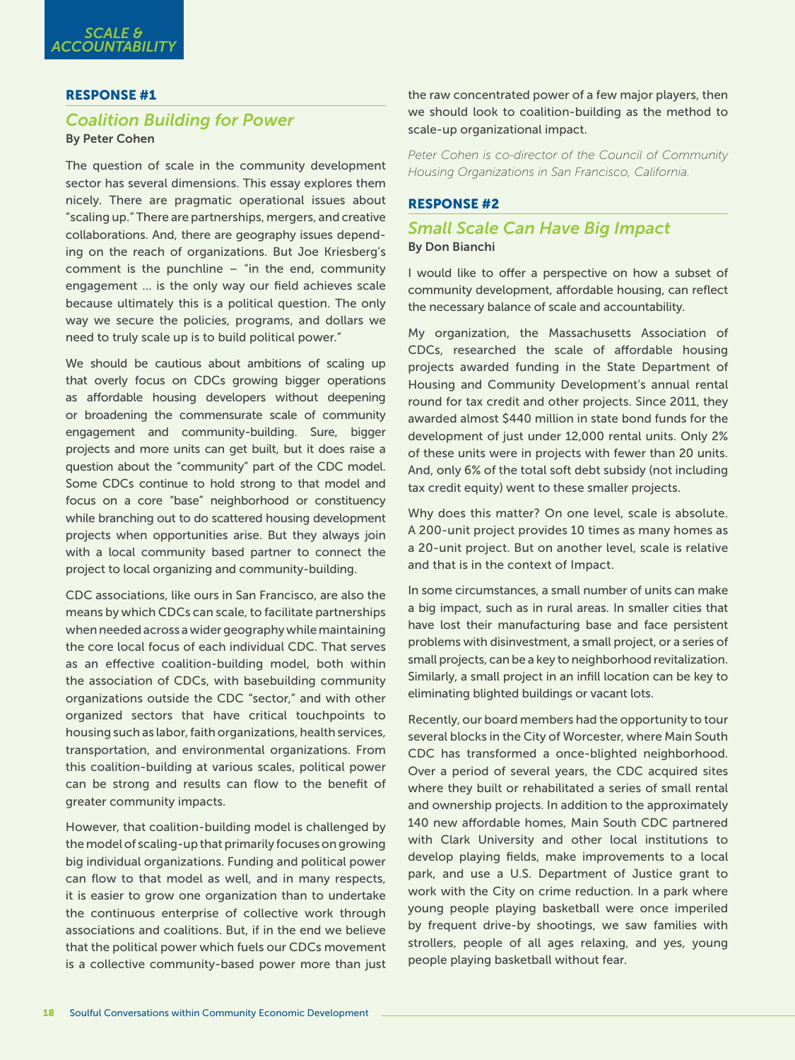SCALE & ACCOUNTABILITY

## RESPONSE #1

### *Coalition Building for Power*

**By Peter Cohen**

The question of scale in the community development sector has several dimensions. This essay explores them nicely. There are pragmatic operational issues about "scaling up." There are partnerships, mergers, and creative collaborations. And, there are geography issues depending on the reach of organizations. But Joe Kriesberg's comment is the punchline – "in the end, community engagement … is the only way our field achieves scale because ultimately this is a political question. The only way we secure the policies, programs, and dollars we need to truly scale up is to build political power."

We should be cautious about ambitions of scaling up that overly focus on CDCs growing bigger operations as affordable housing developers without deepening or broadening the commensurate scale of community engagement and community-building. Sure, bigger projects and more units can get built, but it does raise a question about the "community" part of the CDC model. Some CDCs continue to hold strong to that model and focus on a core "base" neighborhood or constituency while branching out to do scattered housing development projects when opportunities arise. But they always join with a local community based partner to connect the project to local organizing and community-building.

CDC associations, like ours in San Francisco, are also the means by which CDCs can scale, to facilitate partnerships when needed across a wider geography while maintaining the core local focus of each individual CDC. That serves as an effective coalition-building model, both within the association of CDCs, with basebuilding community organizations outside the CDC "sector," and with other organized sectors that have critical touchpoints to housing such as labor, faith organizations, health services, transportation, and environmental organizations. From this coalition-building at various scales, political power can be strong and results can flow to the benefit of greater community impacts.

However, that coalition-building model is challenged by the model of scaling-up that primarily focuses on growing big individual organizations. Funding and political power can flow to that model as well, and in many respects, it is easier to grow one organization than to undertake the continuous enterprise of collective work through associations and coalitions. But, if in the end we believe that the political power which fuels our CDCs movement is a collective community-based power more than just the raw concentrated power of a few major players, then we should look to coalition-building as the method to scale-up organizational impact.

*Peter Cohen is co-director of the Council of Community Housing Organizations in San Francisco, California.*

## RESPONSE #2

### *Small Scale Can Have Big Impact*

**By Don Bianchi**

I would like to offer a perspective on how a subset of community development, affordable housing, can reflect the necessary balance of scale and accountability.

My organization, the Massachusetts Association of CDCs, researched the scale of affordable housing projects awarded funding in the State Department of Housing and Community Development's annual rental round for tax credit and other projects. Since 2011, they awarded almost $440 million in state bond funds for the development of just under 12,000 rental units. Only 2% of these units were in projects with fewer than 20 units. And, only 6% of the total soft debt subsidy (not including tax credit equity) went to these smaller projects.

Why does this matter? On one level, scale is absolute. A 200-unit project provides 10 times as many homes as a 20-unit project. But on another level, scale is relative and that is in the context of Impact.

In some circumstances, a small number of units can make a big impact, such as in rural areas. In smaller cities that have lost their manufacturing base and face persistent problems with disinvestment, a small project, or a series of small projects, can be a key to neighborhood revitalization. Similarly, a small project in an infill location can be key to eliminating blighted buildings or vacant lots.

Recently, our board members had the opportunity to tour several blocks in the City of Worcester, where Main South CDC has transformed a once-blighted neighborhood. Over a period of several years, the CDC acquired sites where they built or rehabilitated a series of small rental and ownership projects. In addition to the approximately 140 new affordable homes, Main South CDC partnered with Clark University and other local institutions to develop playing fields, make improvements to a local park, and use a U.S. Department of Justice grant to work with the City on crime reduction. In a park where young people playing basketball were once imperiled by frequent drive-by shootings, we saw families with strollers, people of all ages relaxing, and yes, young people playing basketball without fear.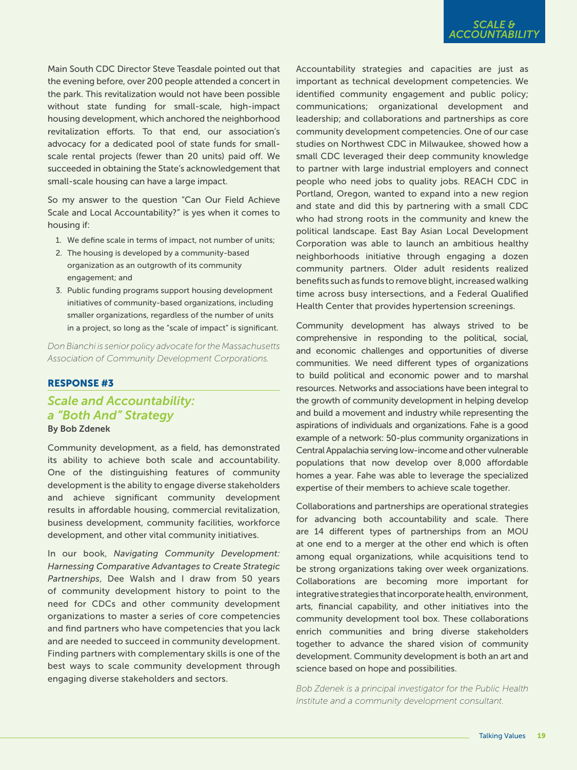Main South CDC Director Steve Teasdale pointed out that the evening before, over 200 people attended a concert in the park. This revitalization would not have been possible without state funding for small-scale, high-impact housing development, which anchored the neighborhood revitalization efforts. To that end, our association's advocacy for a dedicated pool of state funds for small-scale rental projects (fewer than 20 units) paid off. We succeeded in obtaining the State's acknowledgement that small-scale housing can have a large impact.

So my answer to the question "Can Our Field Achieve Scale and Local Accountability?" is yes when it comes to housing if:

1. We define scale in terms of impact, not number of units;
2. The housing is developed by a community-based organization as an outgrowth of its community engagement; and
3. Public funding programs support housing development initiatives of community-based organizations, including smaller organizations, regardless of the number of units in a project, so long as the "scale of impact" is significant.

*Don Bianchi is senior policy advocate for the Massachusetts Association of Community Development Corporations.*

## RESPONSE #3

### *Scale and Accountability: a "Both And" Strategy*

**By Bob Zdenek**

Community development, as a field, has demonstrated its ability to achieve both scale and accountability. One of the distinguishing features of community development is the ability to engage diverse stakeholders and achieve significant community development results in affordable housing, commercial revitalization, business development, community facilities, workforce development, and other vital community initiatives.

In our book, *Navigating Community Development: Harnessing Comparative Advantages to Create Strategic Partnerships*, Dee Walsh and I draw from 50 years of community development history to point to the need for CDCs and other community development organizations to master a series of core competencies and find partners who have competencies that you lack and are needed to succeed in community development. Finding partners with complementary skills is one of the best ways to scale community development through engaging diverse stakeholders and sectors.

Accountability strategies and capacities are just as important as technical development competencies. We identified community engagement and public policy; communications; organizational development and leadership; and collaborations and partnerships as core community development competencies. One of our case studies on Northwest CDC in Milwaukee, showed how a small CDC leveraged their deep community knowledge to partner with large industrial employers and connect people who need jobs to quality jobs. REACH CDC in Portland, Oregon, wanted to expand into a new region and state and did this by partnering with a small CDC who had strong roots in the community and knew the political landscape. East Bay Asian Local Development Corporation was able to launch an ambitious healthy neighborhoods initiative through engaging a dozen community partners. Older adult residents realized benefits such as funds to remove blight, increased walking time across busy intersections, and a Federal Qualified Health Center that provides hypertension screenings.

Community development has always strived to be comprehensive in responding to the political, social, and economic challenges and opportunities of diverse communities. We need different types of organizations to build political and economic power and to marshal resources. Networks and associations have been integral to the growth of community development in helping develop and build a movement and industry while representing the aspirations of individuals and organizations. Fahe is a good example of a network: 50-plus community organizations in Central Appalachia serving low-income and other vulnerable populations that now develop over 8,000 affordable homes a year. Fahe was able to leverage the specialized expertise of their members to achieve scale together.

Collaborations and partnerships are operational strategies for advancing both accountability and scale. There are 14 different types of partnerships from an MOU at one end to a merger at the other end which is often among equal organizations, while acquisitions tend to be strong organizations taking over week organizations. Collaborations are becoming more important for integrative strategies that incorporate health, environment, arts, financial capability, and other initiatives into the community development tool box. These collaborations enrich communities and bring diverse stakeholders together to advance the shared vision of community development. Community development is both an art and science based on hope and possibilities.

*Bob Zdenek is a principal investigator for the Public Health Institute and a community development consultant.*